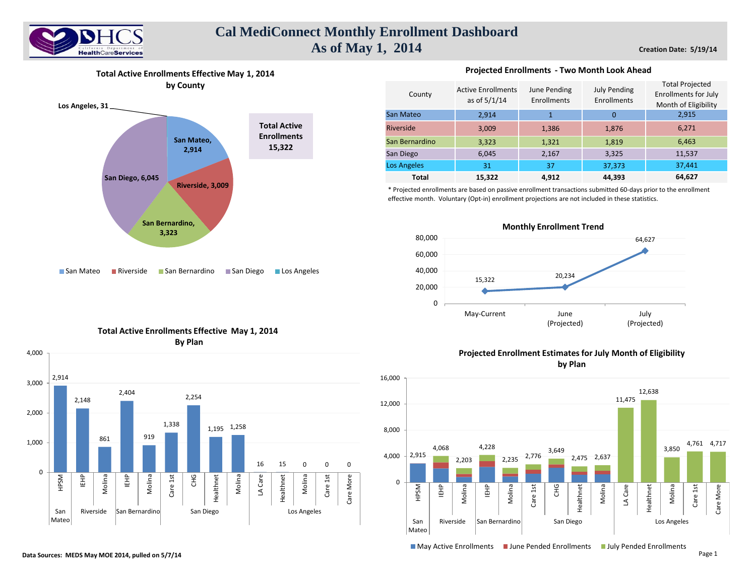# Cal MediConnect Monthly Enrollment Dashboard
## As of May 1, 2014

**Creation Date: 5/19/14**

### Total Active Enrollments Effective May 1, 2014 by County

- San Mateo, 2,914
- Riverside, 3,009
- San Bernardino, 3,323
- San Diego, 6,045
- Los Angeles, 31

**Total Active Enrollments 15,322**

### Projected Enrollments - Two Month Look Ahead

| County | Active Enrollments as of 5/1/14 | June Pending Enrollments | July Pending Enrollments | Total Projected Enrollments for July Month of Eligibility |
|---|---|---|---|---|
| San Mateo | 2,914 | 1 | 0 | 2,915 |
| Riverside | 3,009 | 1,386 | 1,876 | 6,271 |
| San Bernardino | 3,323 | 1,321 | 1,819 | 6,463 |
| San Diego | 6,045 | 2,167 | 3,325 | 11,537 |
| Los Angeles | 31 | 37 | 37,373 | 37,441 |
| **Total** | **15,322** | **4,912** | **44,393** | **64,627** |

* Projected enrollments are based on passive enrollment transactions submitted 60-days prior to the enrollment effective month. Voluntary (Opt-in) enrollment projections are not included in these statistics.

### Monthly Enrollment Trend

| Month | Enrollment |
|---|---|
| May-Current | 15,322 |
| June (Projected) | 20,234 |
| July (Projected) | 64,627 |

### Total Active Enrollments Effective May 1, 2014 By Plan

| County | Plan | Enrollments |
|---|---|---|
| San Mateo | HPSM | 2,914 |
| Riverside | IEHP | 2,148 |
| Riverside | Molina | 861 |
| San Bernardino | IEHP | 2,404 |
| San Bernardino | Molina | 919 |
| San Diego | Care 1st | 1,338 |
| San Diego | CHG | 2,254 |
| San Diego | Healthnet | 1,195 |
| San Diego | Molina | 1,258 |
| Los Angeles | LA Care | 16 |
| Los Angeles | Healthnet | 15 |
| Los Angeles | Molina | 0 |
| Los Angeles | Care 1st | 0 |
| Los Angeles | Care More | 0 |

### Projected Enrollment Estimates for July Month of Eligibility by Plan

| County | Plan | Total Projected |
|---|---|---|
| San Mateo | HPSM | 2,915 |
| Riverside | IEHP | 4,068 |
| Riverside | Molina | 2,203 |
| San Bernardino | IEHP | 4,228 |
| San Bernardino | Molina | 2,235 |
| San Diego | Care 1st | 2,776 |
| San Diego | CHG | 3,649 |
| San Diego | Healthnet | 2,475 |
| San Diego | Molina | 2,637 |
| Los Angeles | LA Care | 11,475 |
| Los Angeles | Healthnet | 12,638 |
| Los Angeles | Molina | 3,850 |
| Los Angeles | Care 1st | 4,761 |
| Los Angeles | Care More | 4,717 |

May Active Enrollments / June Pended Enrollments / July Pended Enrollments

**Data Sources: MEDS May MOE 2014, pulled on 5/7/14**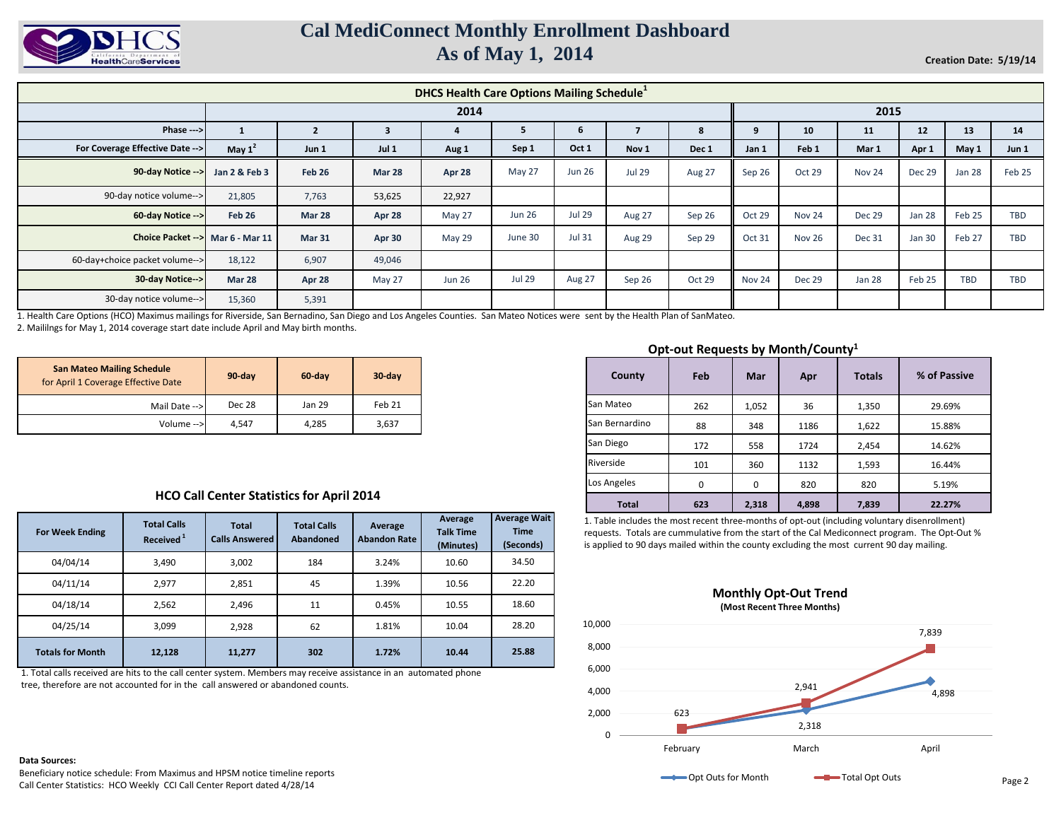# Cal MediConnect Monthly Enrollment Dashboard
# As of May 1, 2014

**Creation Date: 5/19/14**

## DHCS Health Care Options Mailing Schedule[1]

| | 2014 | | | | | | | | 2015 | | | | | |
|---|---|---|---|---|---|---|---|---|---|---|---|---|---|---|
| **Phase --->** | **1** | **2** | **3** | **4** | **5** | **6** | **7** | **8** | **9** | **10** | **11** | **12** | **13** | **14** |
| **For Coverage Effective Date -->** | **May 1[2]** | **Jun 1** | **Jul 1** | **Aug 1** | **Sep 1** | **Oct 1** | **Nov 1** | **Dec 1** | **Jan 1** | **Feb 1** | **Mar 1** | **Apr 1** | **May 1** | **Jun 1** |
| **90-day Notice -->** | **Jan 2 & Feb 3** | **Feb 26** | **Mar 28** | **Apr 28** | May 27 | Jun 26 | Jul 29 | Aug 27 | Sep 26 | Oct 29 | Nov 24 | Dec 29 | Jan 28 | Feb 25 |
| 90-day notice volume--> | 21,805 | 7,763 | 53,625 | 22,927 | | | | | | | | | | |
| **60-day Notice -->** | **Feb 26** | **Mar 28** | **Apr 28** | May 27 | Jun 26 | Jul 29 | Aug 27 | Sep 26 | Oct 29 | Nov 24 | Dec 29 | Jan 28 | Feb 25 | TBD |
| **Choice Packet -->** | **Mar 6 - Mar 11** | **Mar 31** | **Apr 30** | May 29 | June 30 | Jul 31 | Aug 29 | Sep 29 | Oct 31 | Nov 26 | Dec 31 | Jan 30 | Feb 27 | TBD |
| 60-day+choice packet volume--> | 18,122 | 6,907 | 49,046 | | | | | | | | | | | |
| **30-day Notice-->** | **Mar 28** | **Apr 28** | May 27 | Jun 26 | Jul 29 | Aug 27 | Sep 26 | Oct 29 | Nov 24 | Dec 29 | Jan 28 | Feb 25 | TBD | TBD |
| 30-day notice volume--> | 15,360 | 5,391 | | | | | | | | | | | | |

1. Health Care Options (HCO) Maximus mailings for Riverside, San Bernadino, San Diego and Los Angeles Counties. San Mateo Notices were sent by the Health Plan of SanMateo.
2. Maililngs for May 1, 2014 coverage start date include April and May birth months.

| San Mateo Mailing Schedule for April 1 Coverage Effective Date | 90-day | 60-day | 30-day |
|---|---|---|---|
| Mail Date --> | Dec 28 | Jan 29 | Feb 21 |
| Volume --> | 4,547 | 4,285 | 3,637 |

## Opt-out Requests by Month/County[1]

| County | Feb | Mar | Apr | Totals | % of Passive |
|---|---|---|---|---|---|
| San Mateo | 262 | 1,052 | 36 | 1,350 | 29.69% |
| San Bernardino | 88 | 348 | 1186 | 1,622 | 15.88% |
| San Diego | 172 | 558 | 1724 | 2,454 | 14.62% |
| Riverside | 101 | 360 | 1132 | 1,593 | 16.44% |
| Los Angeles | 0 | 0 | 820 | 820 | 5.19% |
| **Total** | **623** | **2,318** | **4,898** | **7,839** | **22.27%** |

1. Table includes the most recent three-months of opt-out (including voluntary disenrollment) requests. Totals are cummulative from the start of the Cal Mediconnect program. The Opt-Out % is applied to 90 days mailed within the county excluding the most current 90 day mailing.

## HCO Call Center Statistics for April 2014

| For Week Ending | Total Calls Received[1] | Total Calls Answered | Total Calls Abandoned | Average Abandon Rate | Average Talk Time (Minutes) | Average Wait Time (Seconds) |
|---|---|---|---|---|---|---|
| 04/04/14 | 3,490 | 3,002 | 184 | 3.24% | 10.60 | 34.50 |
| 04/11/14 | 2,977 | 2,851 | 45 | 1.39% | 10.56 | 22.20 |
| 04/18/14 | 2,562 | 2,496 | 11 | 0.45% | 10.55 | 18.60 |
| 04/25/14 | 3,099 | 2,928 | 62 | 1.81% | 10.04 | 28.20 |
| **Totals for Month** | **12,128** | **11,277** | **302** | **1.72%** | **10.44** | **25.88** |

1. Total calls received are hits to the call center system. Members may receive assistance in an automated phone tree, therefore are not accounted for in the call answered or abandoned counts.

**Monthly Opt-Out Trend**
**(Most Recent Three Months)**

10,000
8,000
6,000
4,000
2,000
0

623
2,941
7,839
2,318
4,898

February
March
April

Opt Outs for Month
Total Opt Outs

**Data Sources:**
Beneficiary notice schedule: From Maximus and HPSM notice timeline reports
Call Center Statistics: HCO Weekly CCI Call Center Report dated 4/28/14